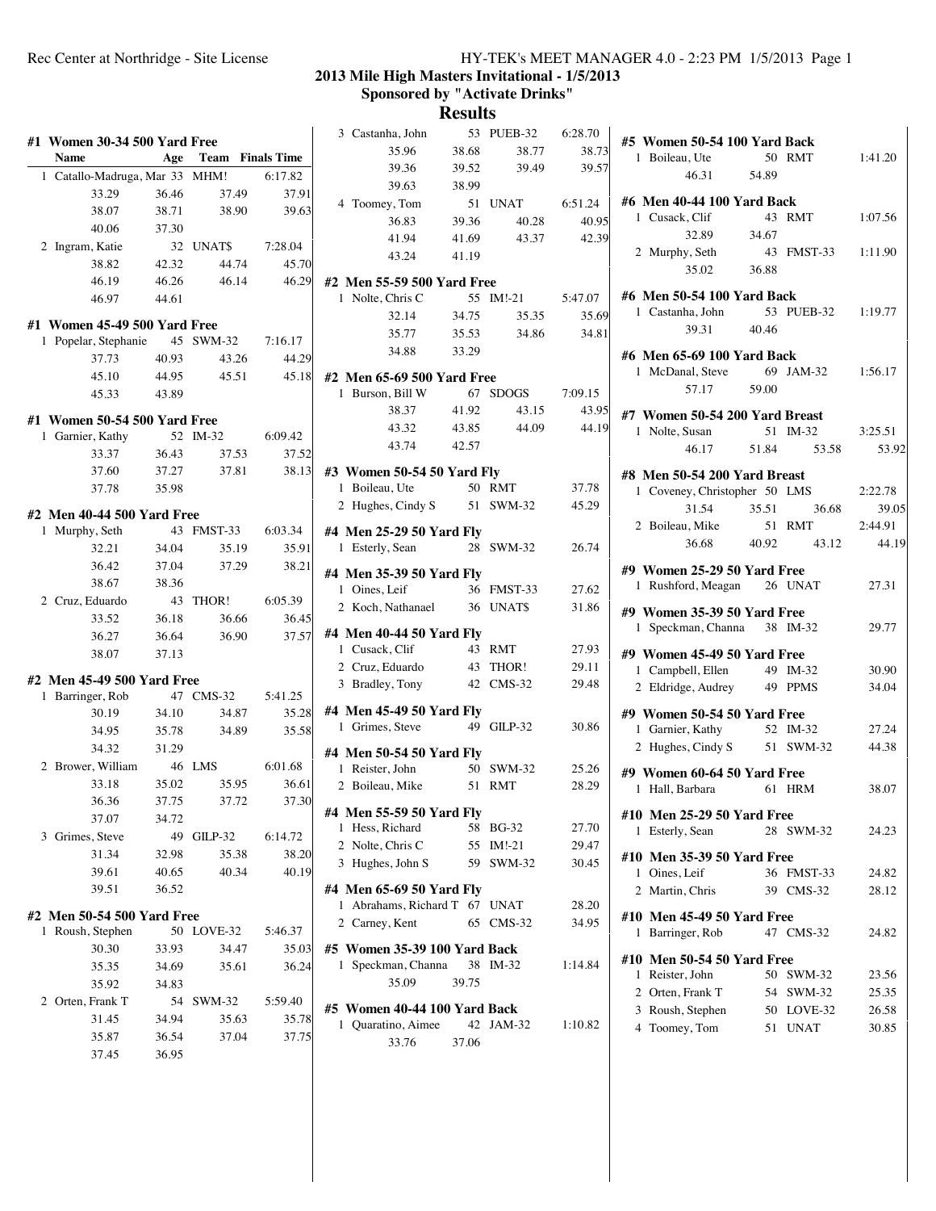## 2013 Mile High Masters Invitational - 1/5/2013

### Sponsored by "Activate Drinks"

### Results

#### #1 Women 30-34 500 Yard Free

| Name | Age | Team | Finals Time |
|---|---|---|---|
| 1 Catallo-Madruga, Mar | 33 | MHM! | 6:17.82 |
| 33.29 | 36.46 | 37.49 | 37.91 |
| 38.07 | 38.71 | 38.90 | 39.63 |
| 40.06 | 37.30 | | |
| 2 Ingram, Katie | 32 | UNAT$ | 7:28.04 |
| 38.82 | 42.32 | 44.74 | 45.70 |
| 46.19 | 46.26 | 46.14 | 46.29 |
| 46.97 | 44.61 | | |

#### #1 Women 45-49 500 Yard Free

| Name | Age | Team | Finals Time |
|---|---|---|---|
| 1 Popelar, Stephanie | 45 | SWM-32 | 7:16.17 |
| 37.73 | 40.93 | 43.26 | 44.29 |
| 45.10 | 44.95 | 45.51 | 45.18 |
| 45.33 | 43.89 | | |

#### #1 Women 50-54 500 Yard Free

| Name | Age | Team | Finals Time |
|---|---|---|---|
| 1 Garnier, Kathy | 52 | IM-32 | 6:09.42 |
| 33.37 | 36.43 | 37.53 | 37.52 |
| 37.60 | 37.27 | 37.81 | 38.13 |
| 37.78 | 35.98 | | |

#### #2 Men 40-44 500 Yard Free

| Name | Age | Team | Finals Time |
|---|---|---|---|
| 1 Murphy, Seth | 43 | FMST-33 | 6:03.34 |
| 32.21 | 34.04 | 35.19 | 35.91 |
| 36.42 | 37.04 | 37.29 | 38.21 |
| 38.67 | 38.36 | | |
| 2 Cruz, Eduardo | 43 | THOR! | 6:05.39 |
| 33.52 | 36.18 | 36.66 | 36.45 |
| 36.27 | 36.64 | 36.90 | 37.57 |
| 38.07 | 37.13 | | |

#### #2 Men 45-49 500 Yard Free

| Name | Age | Team | Finals Time |
|---|---|---|---|
| 1 Barringer, Rob | 47 | CMS-32 | 5:41.25 |
| 30.19 | 34.10 | 34.87 | 35.28 |
| 34.95 | 35.78 | 34.89 | 35.58 |
| 34.32 | 31.29 | | |
| 2 Brower, William | 46 | LMS | 6:01.68 |
| 33.18 | 35.02 | 35.95 | 36.61 |
| 36.36 | 37.75 | 37.72 | 37.30 |
| 37.07 | 34.72 | | |
| 3 Grimes, Steve | 49 | GILP-32 | 6:14.72 |
| 31.34 | 32.98 | 35.38 | 38.20 |
| 39.61 | 40.65 | 40.34 | 40.19 |
| 39.51 | 36.52 | | |

#### #2 Men 50-54 500 Yard Free

| Name | Age | Team | Finals Time |
|---|---|---|---|
| 1 Roush, Stephen | 50 | LOVE-32 | 5:46.37 |
| 30.30 | 33.93 | 34.47 | 35.03 |
| 35.35 | 34.69 | 35.61 | 36.24 |
| 35.92 | 34.83 | | |
| 2 Orten, Frank T | 54 | SWM-32 | 5:59.40 |
| 31.45 | 34.94 | 35.63 | 35.78 |
| 35.87 | 36.54 | 37.04 | 37.75 |
| 37.45 | 36.95 | | |
| 3 Castanha, John | 53 | PUEB-32 | 6:28.70 |
| 35.96 | 38.68 | 38.77 | 38.73 |
| 39.36 | 39.52 | 39.49 | 39.57 |
| 39.63 | 38.99 | | |
| 4 Toomey, Tom | 51 | UNAT | 6:51.24 |
| 36.83 | 39.36 | 40.28 | 40.95 |
| 41.94 | 41.69 | 43.37 | 42.39 |
| 43.24 | 41.19 | | |

#### #2 Men 55-59 500 Yard Free

| Name | Age | Team | Finals Time |
|---|---|---|---|
| 1 Nolte, Chris C | 55 | IM!-21 | 5:47.07 |
| 32.14 | 34.75 | 35.35 | 35.69 |
| 35.77 | 35.53 | 34.86 | 34.81 |
| 34.88 | 33.29 | | |

#### #2 Men 65-69 500 Yard Free

| Name | Age | Team | Finals Time |
|---|---|---|---|
| 1 Burson, Bill W | 67 | SDOGS | 7:09.15 |
| 38.37 | 41.92 | 43.15 | 43.95 |
| 43.32 | 43.85 | 44.09 | 44.19 |
| 43.74 | 42.57 | | |

#### #3 Women 50-54 50 Yard Fly

| Name | Age | Team | Finals Time |
|---|---|---|---|
| 1 Boileau, Ute | 50 | RMT | 37.78 |
| 2 Hughes, Cindy S | 51 | SWM-32 | 45.29 |

#### #4 Men 25-29 50 Yard Fly

| Name | Age | Team | Finals Time |
|---|---|---|---|
| 1 Esterly, Sean | 28 | SWM-32 | 26.74 |

#### #4 Men 35-39 50 Yard Fly

| Name | Age | Team | Finals Time |
|---|---|---|---|
| 1 Oines, Leif | 36 | FMST-33 | 27.62 |
| 2 Koch, Nathanael | 36 | UNAT$ | 31.86 |

#### #4 Men 40-44 50 Yard Fly

| Name | Age | Team | Finals Time |
|---|---|---|---|
| 1 Cusack, Clif | 43 | RMT | 27.93 |
| 2 Cruz, Eduardo | 43 | THOR! | 29.11 |
| 3 Bradley, Tony | 42 | CMS-32 | 29.48 |

#### #4 Men 45-49 50 Yard Fly

| Name | Age | Team | Finals Time |
|---|---|---|---|
| 1 Grimes, Steve | 49 | GILP-32 | 30.86 |

#### #4 Men 50-54 50 Yard Fly

| Name | Age | Team | Finals Time |
|---|---|---|---|
| 1 Reister, John | 50 | SWM-32 | 25.26 |
| 2 Boileau, Mike | 51 | RMT | 28.29 |

#### #4 Men 55-59 50 Yard Fly

| Name | Age | Team | Finals Time |
|---|---|---|---|
| 1 Hess, Richard | 58 | BG-32 | 27.70 |
| 2 Nolte, Chris C | 55 | IM!-21 | 29.47 |
| 3 Hughes, John S | 59 | SWM-32 | 30.45 |

#### #4 Men 65-69 50 Yard Fly

| Name | Age | Team | Finals Time |
|---|---|---|---|
| 1 Abrahams, Richard T | 67 | UNAT | 28.20 |
| 2 Carney, Kent | 65 | CMS-32 | 34.95 |

#### #5 Women 35-39 100 Yard Back

| Name | Age | Team | Finals Time |
|---|---|---|---|
| 1 Speckman, Channa | 38 | IM-32 | 1:14.84 |
| 35.09 | 39.75 | | |

#### #5 Women 40-44 100 Yard Back

| Name | Age | Team | Finals Time |
|---|---|---|---|
| 1 Quaratino, Aimee | 42 | JAM-32 | 1:10.82 |
| 33.76 | 37.06 | | |

#### #5 Women 50-54 100 Yard Back

| Name | Age | Team | Finals Time |
|---|---|---|---|
| 1 Boileau, Ute | 50 | RMT | 1:41.20 |
| 46.31 | 54.89 | | |

#### #6 Men 40-44 100 Yard Back

| Name | Age | Team | Finals Time |
|---|---|---|---|
| 1 Cusack, Clif | 43 | RMT | 1:07.56 |
| 32.89 | 34.67 | | |
| 2 Murphy, Seth | 43 | FMST-33 | 1:11.90 |
| 35.02 | 36.88 | | |

#### #6 Men 50-54 100 Yard Back

| Name | Age | Team | Finals Time |
|---|---|---|---|
| 1 Castanha, John | 53 | PUEB-32 | 1:19.77 |
| 39.31 | 40.46 | | |

#### #6 Men 65-69 100 Yard Back

| Name | Age | Team | Finals Time |
|---|---|---|---|
| 1 McDanal, Steve | 69 | JAM-32 | 1:56.17 |
| 57.17 | 59.00 | | |

#### #7 Women 50-54 200 Yard Breast

| Name | Age | Team | Finals Time |
|---|---|---|---|
| 1 Nolte, Susan | 51 | IM-32 | 3:25.51 |
| 46.17 | 51.84 | 53.58 | 53.92 |

#### #8 Men 50-54 200 Yard Breast

| Name | Age | Team | Finals Time |
|---|---|---|---|
| 1 Coveney, Christopher | 50 | LMS | 2:22.78 |
| 31.54 | 35.51 | 36.68 | 39.05 |
| 2 Boileau, Mike | 51 | RMT | 2:44.91 |
| 36.68 | 40.92 | 43.12 | 44.19 |

#### #9 Women 25-29 50 Yard Free

| Name | Age | Team | Finals Time |
|---|---|---|---|
| 1 Rushford, Meagan | 26 | UNAT | 27.31 |

#### #9 Women 35-39 50 Yard Free

| Name | Age | Team | Finals Time |
|---|---|---|---|
| 1 Speckman, Channa | 38 | IM-32 | 29.77 |

#### #9 Women 45-49 50 Yard Free

| Name | Age | Team | Finals Time |
|---|---|---|---|
| 1 Campbell, Ellen | 49 | IM-32 | 30.90 |
| 2 Eldridge, Audrey | 49 | PPMS | 34.04 |

#### #9 Women 50-54 50 Yard Free

| Name | Age | Team | Finals Time |
|---|---|---|---|
| 1 Garnier, Kathy | 52 | IM-32 | 27.24 |
| 2 Hughes, Cindy S | 51 | SWM-32 | 44.38 |

#### #9 Women 60-64 50 Yard Free

| Name | Age | Team | Finals Time |
|---|---|---|---|
| 1 Hall, Barbara | 61 | HRM | 38.07 |

#### #10 Men 25-29 50 Yard Free

| Name | Age | Team | Finals Time |
|---|---|---|---|
| 1 Esterly, Sean | 28 | SWM-32 | 24.23 |

#### #10 Men 35-39 50 Yard Free

| Name | Age | Team | Finals Time |
|---|---|---|---|
| 1 Oines, Leif | 36 | FMST-33 | 24.82 |
| 2 Martin, Chris | 39 | CMS-32 | 28.12 |

#### #10 Men 45-49 50 Yard Free

| Name | Age | Team | Finals Time |
|---|---|---|---|
| 1 Barringer, Rob | 47 | CMS-32 | 24.82 |

#### #10 Men 50-54 50 Yard Free

| Name | Age | Team | Finals Time |
|---|---|---|---|
| 1 Reister, John | 50 | SWM-32 | 23.56 |
| 2 Orten, Frank T | 54 | SWM-32 | 25.35 |
| 3 Roush, Stephen | 50 | LOVE-32 | 26.58 |
| 4 Toomey, Tom | 51 | UNAT | 30.85 |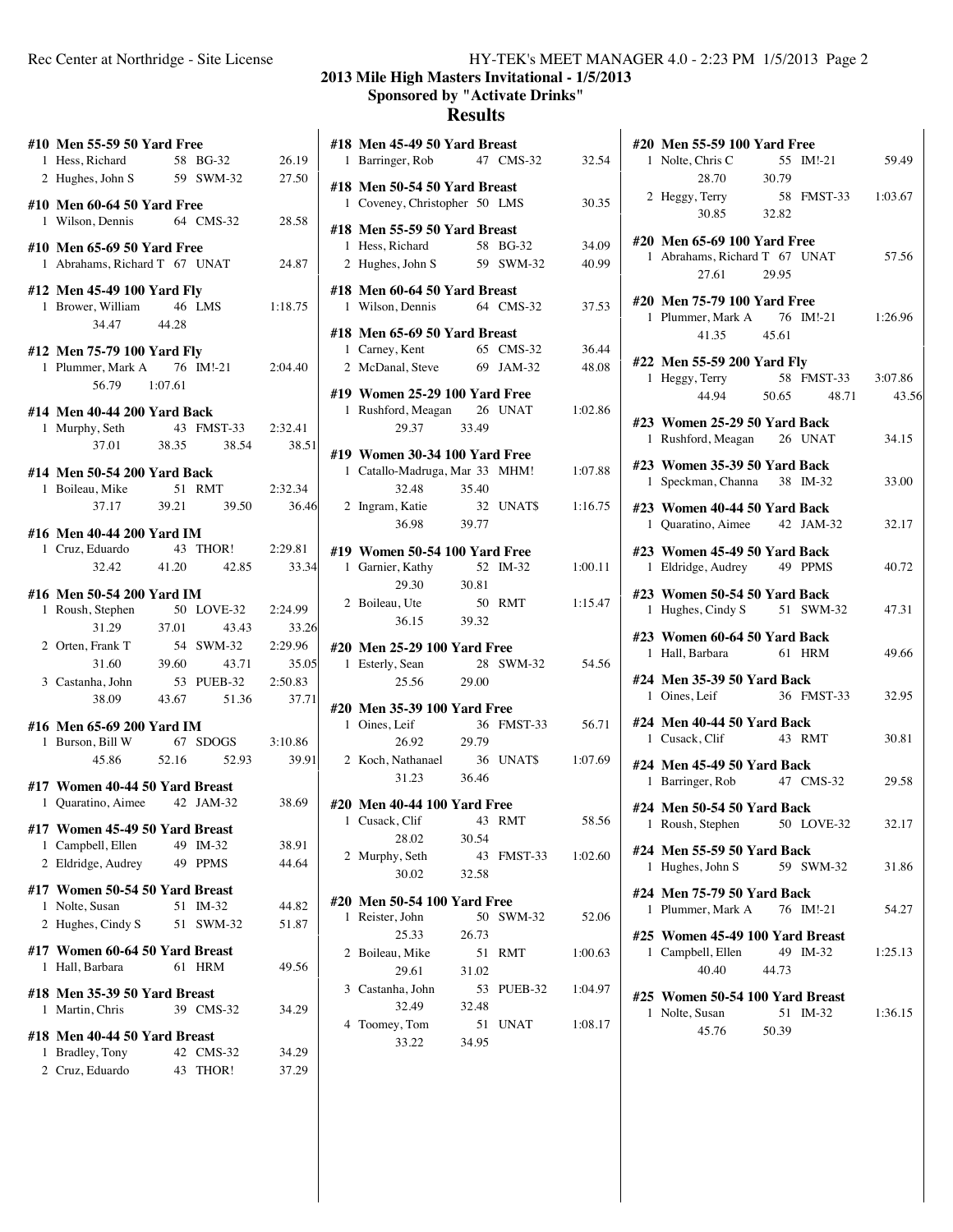## 2013 Mile High Masters Invitational - 1/5/2013
### Sponsored by "Activate Drinks"
### Results

**#10 Men 55-59 50 Yard Free**

| | Name | Age | Team | Time |
|---|---|---|---|---|
| 1 | Hess, Richard | 58 | BG-32 | 26.19 |
| 2 | Hughes, John S | 59 | SWM-32 | 27.50 |

**#10 Men 60-64 50 Yard Free**

| | Name | Age | Team | Time |
|---|---|---|---|---|
| 1 | Wilson, Dennis | 64 | CMS-32 | 28.58 |

**#10 Men 65-69 50 Yard Free**

| | Name | Age | Team | Time |
|---|---|---|---|---|
| 1 | Abrahams, Richard T | 67 | UNAT | 24.87 |

**#12 Men 45-49 100 Yard Fly**

| | Name | Age | Team | Time |
|---|---|---|---|---|
| 1 | Brower, William | 46 | LMS | 1:18.75 |
| | 34.47 44.28 | | | |

**#12 Men 75-79 100 Yard Fly**

| | Name | Age | Team | Time |
|---|---|---|---|---|
| 1 | Plummer, Mark A | 76 | IM!-21 | 2:04.40 |
| | 56.79 1:07.61 | | | |

**#14 Men 40-44 200 Yard Back**

| | Name | Age | Team | Time |
|---|---|---|---|---|
| 1 | Murphy, Seth | 43 | FMST-33 | 2:32.41 |
| | 37.01 38.35 38.54 38.51 | | | |

**#14 Men 50-54 200 Yard Back**

| | Name | Age | Team | Time |
|---|---|---|---|---|
| 1 | Boileau, Mike | 51 | RMT | 2:32.34 |
| | 37.17 39.21 39.50 36.46 | | | |

**#16 Men 40-44 200 Yard IM**

| | Name | Age | Team | Time |
|---|---|---|---|---|
| 1 | Cruz, Eduardo | 43 | THOR! | 2:29.81 |
| | 32.42 41.20 42.85 33.34 | | | |

**#16 Men 50-54 200 Yard IM**

| | Name | Age | Team | Time |
|---|---|---|---|---|
| 1 | Roush, Stephen | 50 | LOVE-32 | 2:24.99 |
| | 31.29 37.01 43.43 33.26 | | | |
| 2 | Orten, Frank T | 54 | SWM-32 | 2:29.96 |
| | 31.60 39.60 43.71 35.05 | | | |
| 3 | Castanha, John | 53 | PUEB-32 | 2:50.83 |
| | 38.09 43.67 51.36 37.71 | | | |

**#16 Men 65-69 200 Yard IM**

| | Name | Age | Team | Time |
|---|---|---|---|---|
| 1 | Burson, Bill W | 67 | SDOGS | 3:10.86 |
| | 45.86 52.16 52.93 39.91 | | | |

**#17 Women 40-44 50 Yard Breast**

| | Name | Age | Team | Time |
|---|---|---|---|---|
| 1 | Quaratino, Aimee | 42 | JAM-32 | 38.69 |

**#17 Women 45-49 50 Yard Breast**

| | Name | Age | Team | Time |
|---|---|---|---|---|
| 1 | Campbell, Ellen | 49 | IM-32 | 38.91 |
| 2 | Eldridge, Audrey | 49 | PPMS | 44.64 |

**#17 Women 50-54 50 Yard Breast**

| | Name | Age | Team | Time |
|---|---|---|---|---|
| 1 | Nolte, Susan | 51 | IM-32 | 44.82 |
| 2 | Hughes, Cindy S | 51 | SWM-32 | 51.87 |

**#17 Women 60-64 50 Yard Breast**

| | Name | Age | Team | Time |
|---|---|---|---|---|
| 1 | Hall, Barbara | 61 | HRM | 49.56 |

**#18 Men 35-39 50 Yard Breast**

| | Name | Age | Team | Time |
|---|---|---|---|---|
| 1 | Martin, Chris | 39 | CMS-32 | 34.29 |

**#18 Men 40-44 50 Yard Breast**

| | Name | Age | Team | Time |
|---|---|---|---|---|
| 1 | Bradley, Tony | 42 | CMS-32 | 34.29 |
| 2 | Cruz, Eduardo | 43 | THOR! | 37.29 |

**#18 Men 45-49 50 Yard Breast**

| | Name | Age | Team | Time |
|---|---|---|---|---|
| 1 | Barringer, Rob | 47 | CMS-32 | 32.54 |

**#18 Men 50-54 50 Yard Breast**

| | Name | Age | Team | Time |
|---|---|---|---|---|
| 1 | Coveney, Christopher | 50 | LMS | 30.35 |

**#18 Men 55-59 50 Yard Breast**

| | Name | Age | Team | Time |
|---|---|---|---|---|
| 1 | Hess, Richard | 58 | BG-32 | 34.09 |
| 2 | Hughes, John S | 59 | SWM-32 | 40.99 |

**#18 Men 60-64 50 Yard Breast**

| | Name | Age | Team | Time |
|---|---|---|---|---|
| 1 | Wilson, Dennis | 64 | CMS-32 | 37.53 |

**#18 Men 65-69 50 Yard Breast**

| | Name | Age | Team | Time |
|---|---|---|---|---|
| 1 | Carney, Kent | 65 | CMS-32 | 36.44 |
| 2 | McDanal, Steve | 69 | JAM-32 | 48.08 |

**#19 Women 25-29 100 Yard Free**

| | Name | Age | Team | Time |
|---|---|---|---|---|
| 1 | Rushford, Meagan | 26 | UNAT | 1:02.86 |
| | 29.37 33.49 | | | |

**#19 Women 30-34 100 Yard Free**

| | Name | Age | Team | Time |
|---|---|---|---|---|
| 1 | Catallo-Madruga, Mar | 33 | MHM! | 1:07.88 |
| | 32.48 35.40 | | | |
| 2 | Ingram, Katie | 32 | UNAT$ | 1:16.75 |
| | 36.98 39.77 | | | |

**#19 Women 50-54 100 Yard Free**

| | Name | Age | Team | Time |
|---|---|---|---|---|
| 1 | Garnier, Kathy | 52 | IM-32 | 1:00.11 |
| | 29.30 30.81 | | | |
| 2 | Boileau, Ute | 50 | RMT | 1:15.47 |
| | 36.15 39.32 | | | |

**#20 Men 25-29 100 Yard Free**

| | Name | Age | Team | Time |
|---|---|---|---|---|
| 1 | Esterly, Sean | 28 | SWM-32 | 54.56 |
| | 25.56 29.00 | | | |

**#20 Men 35-39 100 Yard Free**

| | Name | Age | Team | Time |
|---|---|---|---|---|
| 1 | Oines, Leif | 36 | FMST-33 | 56.71 |
| | 26.92 29.79 | | | |
| 2 | Koch, Nathanael | 36 | UNAT$ | 1:07.69 |
| | 31.23 36.46 | | | |

**#20 Men 40-44 100 Yard Free**

| | Name | Age | Team | Time |
|---|---|---|---|---|
| 1 | Cusack, Clif | 43 | RMT | 58.56 |
| | 28.02 30.54 | | | |
| 2 | Murphy, Seth | 43 | FMST-33 | 1:02.60 |
| | 30.02 32.58 | | | |

**#20 Men 50-54 100 Yard Free**

| | Name | Age | Team | Time |
|---|---|---|---|---|
| 1 | Reister, John | 50 | SWM-32 | 52.06 |
| | 25.33 26.73 | | | |
| 2 | Boileau, Mike | 51 | RMT | 1:00.63 |
| | 29.61 31.02 | | | |
| 3 | Castanha, John | 53 | PUEB-32 | 1:04.97 |
| | 32.49 32.48 | | | |
| 4 | Toomey, Tom | 51 | UNAT | 1:08.17 |
| | 33.22 34.95 | | | |

**#20 Men 55-59 100 Yard Free**

| | Name | Age | Team | Time |
|---|---|---|---|---|
| 1 | Nolte, Chris C | 55 | IM!-21 | 59.49 |
| | 28.70 30.79 | | | |
| 2 | Heggy, Terry | 58 | FMST-33 | 1:03.67 |
| | 30.85 32.82 | | | |

**#20 Men 65-69 100 Yard Free**

| | Name | Age | Team | Time |
|---|---|---|---|---|
| 1 | Abrahams, Richard T | 67 | UNAT | 57.56 |
| | 27.61 29.95 | | | |

**#20 Men 75-79 100 Yard Free**

| | Name | Age | Team | Time |
|---|---|---|---|---|
| 1 | Plummer, Mark A | 76 | IM!-21 | 1:26.96 |
| | 41.35 45.61 | | | |

**#22 Men 55-59 200 Yard Fly**

| | Name | Age | Team | Time |
|---|---|---|---|---|
| 1 | Heggy, Terry | 58 | FMST-33 | 3:07.86 |
| | 44.94 50.65 48.71 43.56 | | | |

**#23 Women 25-29 50 Yard Back**

| | Name | Age | Team | Time |
|---|---|---|---|---|
| 1 | Rushford, Meagan | 26 | UNAT | 34.15 |

**#23 Women 35-39 50 Yard Back**

| | Name | Age | Team | Time |
|---|---|---|---|---|
| 1 | Speckman, Channa | 38 | IM-32 | 33.00 |

**#23 Women 40-44 50 Yard Back**

| | Name | Age | Team | Time |
|---|---|---|---|---|
| 1 | Quaratino, Aimee | 42 | JAM-32 | 32.17 |

**#23 Women 45-49 50 Yard Back**

| | Name | Age | Team | Time |
|---|---|---|---|---|
| 1 | Eldridge, Audrey | 49 | PPMS | 40.72 |

**#23 Women 50-54 50 Yard Back**

| | Name | Age | Team | Time |
|---|---|---|---|---|
| 1 | Hughes, Cindy S | 51 | SWM-32 | 47.31 |

**#23 Women 60-64 50 Yard Back**

| | Name | Age | Team | Time |
|---|---|---|---|---|
| 1 | Hall, Barbara | 61 | HRM | 49.66 |

**#24 Men 35-39 50 Yard Back**

| | Name | Age | Team | Time |
|---|---|---|---|---|
| 1 | Oines, Leif | 36 | FMST-33 | 32.95 |

**#24 Men 40-44 50 Yard Back**

| | Name | Age | Team | Time |
|---|---|---|---|---|
| 1 | Cusack, Clif | 43 | RMT | 30.81 |

**#24 Men 45-49 50 Yard Back**

| | Name | Age | Team | Time |
|---|---|---|---|---|
| 1 | Barringer, Rob | 47 | CMS-32 | 29.58 |

**#24 Men 50-54 50 Yard Back**

| | Name | Age | Team | Time |
|---|---|---|---|---|
| 1 | Roush, Stephen | 50 | LOVE-32 | 32.17 |

**#24 Men 55-59 50 Yard Back**

| | Name | Age | Team | Time |
|---|---|---|---|---|
| 1 | Hughes, John S | 59 | SWM-32 | 31.86 |

**#24 Men 75-79 50 Yard Back**

| | Name | Age | Team | Time |
|---|---|---|---|---|
| 1 | Plummer, Mark A | 76 | IM!-21 | 54.27 |

**#25 Women 45-49 100 Yard Breast**

| | Name | Age | Team | Time |
|---|---|---|---|---|
| 1 | Campbell, Ellen | 49 | IM-32 | 1:25.13 |
| | 40.40 44.73 | | | |

**#25 Women 50-54 100 Yard Breast**

| | Name | Age | Team | Time |
|---|---|---|---|---|
| 1 | Nolte, Susan | 51 | IM-32 | 1:36.15 |
| | 45.76 50.39 | | | |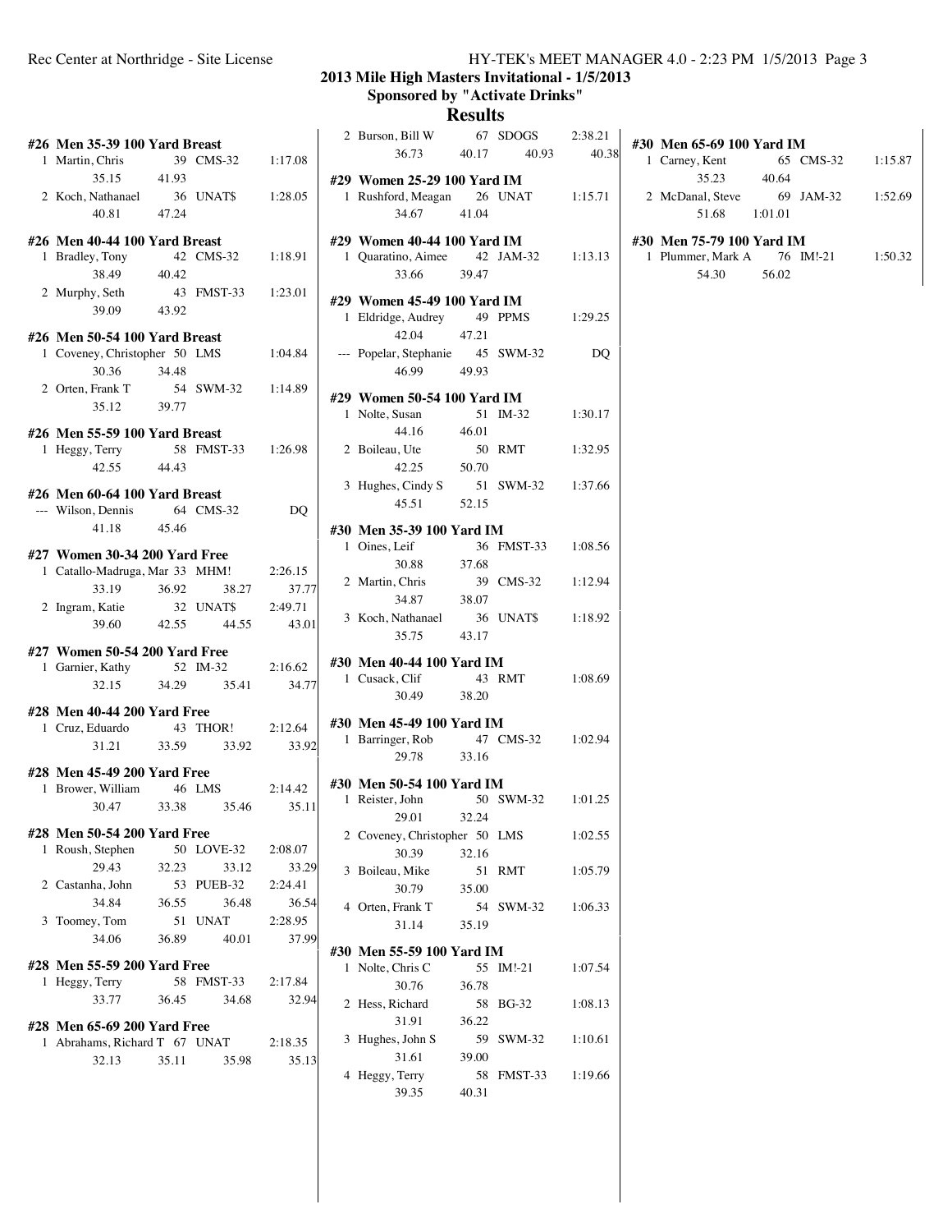## 2013 Mile High Masters Invitational - 1/5/2013

### Sponsored by "Activate Drinks"

### Results

#### #26 Men 35-39 100 Yard Breast

| | | | | |
|---|---|---|---|---|
| 1 | Martin, Chris | 39 | CMS-32 | 1:17.08 |
| | 35.15 | 41.93 | | |
| 2 | Koch, Nathanael | 36 | UNAT$ | 1:28.05 |
| | 40.81 | 47.24 | | |

#### #26 Men 40-44 100 Yard Breast

| | | | | |
|---|---|---|---|---|
| 1 | Bradley, Tony | 42 | CMS-32 | 1:18.91 |
| | 38.49 | 40.42 | | |
| 2 | Murphy, Seth | 43 | FMST-33 | 1:23.01 |
| | 39.09 | 43.92 | | |

#### #26 Men 50-54 100 Yard Breast

| | | | | |
|---|---|---|---|---|
| 1 | Coveney, Christopher | 50 | LMS | 1:04.84 |
| | 30.36 | 34.48 | | |
| 2 | Orten, Frank T | 54 | SWM-32 | 1:14.89 |
| | 35.12 | 39.77 | | |

#### #26 Men 55-59 100 Yard Breast

| | | | | |
|---|---|---|---|---|
| 1 | Heggy, Terry | 58 | FMST-33 | 1:26.98 |
| | 42.55 | 44.43 | | |

#### #26 Men 60-64 100 Yard Breast

| | | | | |
|---|---|---|---|---|
| --- | Wilson, Dennis | 64 | CMS-32 | DQ |
| | 41.18 | 45.46 | | |

#### #27 Women 30-34 200 Yard Free

| | | | | | |
|---|---|---|---|---|---|
| 1 | Catallo-Madruga, Mar | 33 | MHM! | | 2:26.15 |
| | 33.19 | 36.92 | 38.27 | | 37.77 |
| 2 | Ingram, Katie | 32 | UNAT$ | | 2:49.71 |
| | 39.60 | 42.55 | 44.55 | | 43.01 |

#### #27 Women 50-54 200 Yard Free

| | | | | | |
|---|---|---|---|---|---|
| 1 | Garnier, Kathy | 52 | IM-32 | | 2:16.62 |
| | 32.15 | 34.29 | 35.41 | | 34.77 |

#### #28 Men 40-44 200 Yard Free

| | | | | | |
|---|---|---|---|---|---|
| 1 | Cruz, Eduardo | 43 | THOR! | | 2:12.64 |
| | 31.21 | 33.59 | 33.92 | | 33.92 |

#### #28 Men 45-49 200 Yard Free

| | | | | | |
|---|---|---|---|---|---|
| 1 | Brower, William | 46 | LMS | | 2:14.42 |
| | 30.47 | 33.38 | 35.46 | | 35.11 |

#### #28 Men 50-54 200 Yard Free

| | | | | | |
|---|---|---|---|---|---|
| 1 | Roush, Stephen | 50 | LOVE-32 | | 2:08.07 |
| | 29.43 | 32.23 | 33.12 | | 33.29 |
| 2 | Castanha, John | 53 | PUEB-32 | | 2:24.41 |
| | 34.84 | 36.55 | 36.48 | | 36.54 |
| 3 | Toomey, Tom | 51 | UNAT | | 2:28.95 |
| | 34.06 | 36.89 | 40.01 | | 37.99 |

#### #28 Men 55-59 200 Yard Free

| | | | | | |
|---|---|---|---|---|---|
| 1 | Heggy, Terry | 58 | FMST-33 | | 2:17.84 |
| | 33.77 | 36.45 | 34.68 | | 32.94 |

#### #28 Men 65-69 200 Yard Free

| | | | | | |
|---|---|---|---|---|---|
| 1 | Abrahams, Richard T | 67 | UNAT | | 2:18.35 |
| | 32.13 | 35.11 | 35.98 | | 35.13 |
| 2 | Burson, Bill W | 67 | SDOGS | | 2:38.21 |
| | 36.73 | 40.17 | 40.93 | | 40.38 |

#### #29 Women 25-29 100 Yard IM

| | | | | |
|---|---|---|---|---|
| 1 | Rushford, Meagan | 26 | UNAT | 1:15.71 |
| | 34.67 | 41.04 | | |

#### #29 Women 40-44 100 Yard IM

| | | | | |
|---|---|---|---|---|
| 1 | Quaratino, Aimee | 42 | JAM-32 | 1:13.13 |
| | 33.66 | 39.47 | | |

#### #29 Women 45-49 100 Yard IM

| | | | | |
|---|---|---|---|---|
| 1 | Eldridge, Audrey | 49 | PPMS | 1:29.25 |
| | 42.04 | 47.21 | | |
| --- | Popelar, Stephanie | 45 | SWM-32 | DQ |
| | 46.99 | 49.93 | | |

#### #29 Women 50-54 100 Yard IM

| | | | | |
|---|---|---|---|---|
| 1 | Nolte, Susan | 51 | IM-32 | 1:30.17 |
| | 44.16 | 46.01 | | |
| 2 | Boileau, Ute | 50 | RMT | 1:32.95 |
| | 42.25 | 50.70 | | |
| 3 | Hughes, Cindy S | 51 | SWM-32 | 1:37.66 |
| | 45.51 | 52.15 | | |

#### #30 Men 35-39 100 Yard IM

| | | | | |
|---|---|---|---|---|
| 1 | Oines, Leif | 36 | FMST-33 | 1:08.56 |
| | 30.88 | 37.68 | | |
| 2 | Martin, Chris | 39 | CMS-32 | 1:12.94 |
| | 34.87 | 38.07 | | |
| 3 | Koch, Nathanael | 36 | UNAT$ | 1:18.92 |
| | 35.75 | 43.17 | | |

#### #30 Men 40-44 100 Yard IM

| | | | | |
|---|---|---|---|---|
| 1 | Cusack, Clif | 43 | RMT | 1:08.69 |
| | 30.49 | 38.20 | | |

#### #30 Men 45-49 100 Yard IM

| | | | | |
|---|---|---|---|---|
| 1 | Barringer, Rob | 47 | CMS-32 | 1:02.94 |
| | 29.78 | 33.16 | | |

#### #30 Men 50-54 100 Yard IM

| | | | | |
|---|---|---|---|---|
| 1 | Reister, John | 50 | SWM-32 | 1:01.25 |
| | 29.01 | 32.24 | | |
| 2 | Coveney, Christopher | 50 | LMS | 1:02.55 |
| | 30.39 | 32.16 | | |
| 3 | Boileau, Mike | 51 | RMT | 1:05.79 |
| | 30.79 | 35.00 | | |
| 4 | Orten, Frank T | 54 | SWM-32 | 1:06.33 |
| | 31.14 | 35.19 | | |

#### #30 Men 55-59 100 Yard IM

| | | | | |
|---|---|---|---|---|
| 1 | Nolte, Chris C | 55 | IM!-21 | 1:07.54 |
| | 30.76 | 36.78 | | |
| 2 | Hess, Richard | 58 | BG-32 | 1:08.13 |
| | 31.91 | 36.22 | | |
| 3 | Hughes, John S | 59 | SWM-32 | 1:10.61 |
| | 31.61 | 39.00 | | |
| 4 | Heggy, Terry | 58 | FMST-33 | 1:19.66 |
| | 39.35 | 40.31 | | |

#### #30 Men 65-69 100 Yard IM

| | | | | |
|---|---|---|---|---|
| 1 | Carney, Kent | 65 | CMS-32 | 1:15.87 |
| | 35.23 | 40.64 | | |
| 2 | McDanal, Steve | 69 | JAM-32 | 1:52.69 |
| | 51.68 | 1:01.01 | | |

#### #30 Men 75-79 100 Yard IM

| | | | | |
|---|---|---|---|---|
| 1 | Plummer, Mark A | 76 | IM!-21 | 1:50.32 |
| | 54.30 | 56.02 | | |